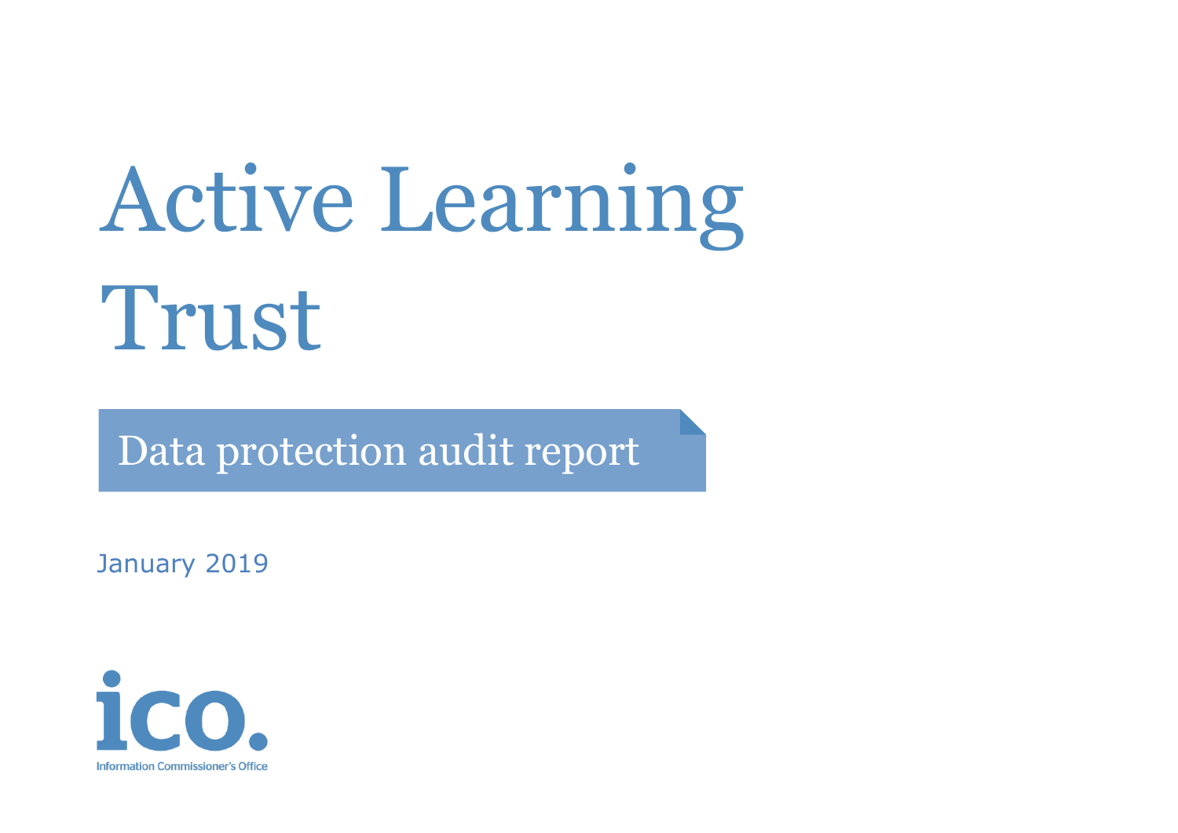# Active Learning Trust

## Data protection audit report

January 2019

ico.

Information Commissioner's Office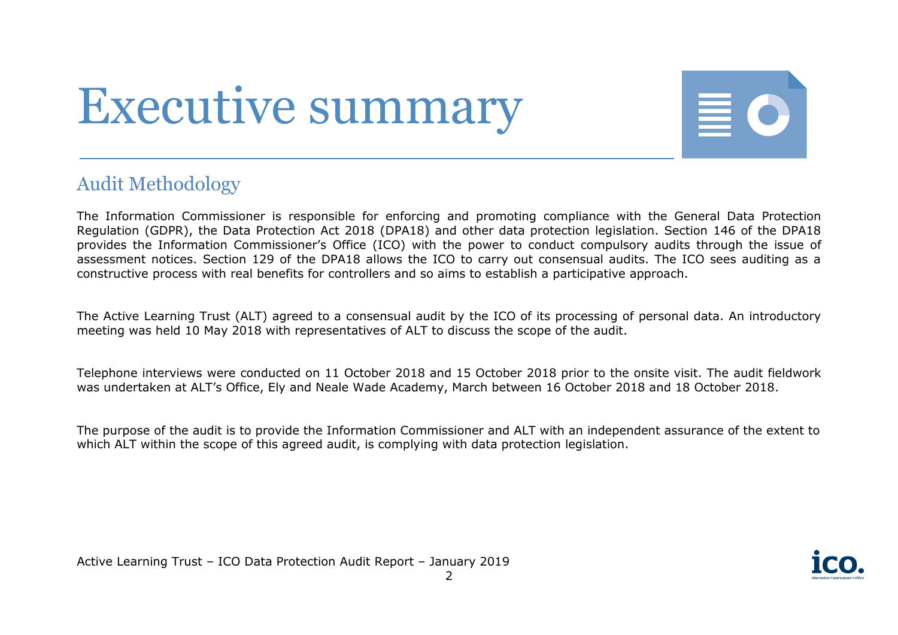# Executive summary

## Audit Methodology

The Information Commissioner is responsible for enforcing and promoting compliance with the General Data Protection Regulation (GDPR), the Data Protection Act 2018 (DPA18) and other data protection legislation. Section 146 of the DPA18 provides the Information Commissioner's Office (ICO) with the power to conduct compulsory audits through the issue of assessment notices. Section 129 of the DPA18 allows the ICO to carry out consensual audits. The ICO sees auditing as a constructive process with real benefits for controllers and so aims to establish a participative approach.

The Active Learning Trust (ALT) agreed to a consensual audit by the ICO of its processing of personal data. An introductory meeting was held 10 May 2018 with representatives of ALT to discuss the scope of the audit.

Telephone interviews were conducted on 11 October 2018 and 15 October 2018 prior to the onsite visit. The audit fieldwork was undertaken at ALT's Office, Ely and Neale Wade Academy, March between 16 October 2018 and 18 October 2018.

The purpose of the audit is to provide the Information Commissioner and ALT with an independent assurance of the extent to which ALT within the scope of this agreed audit, is complying with data protection legislation.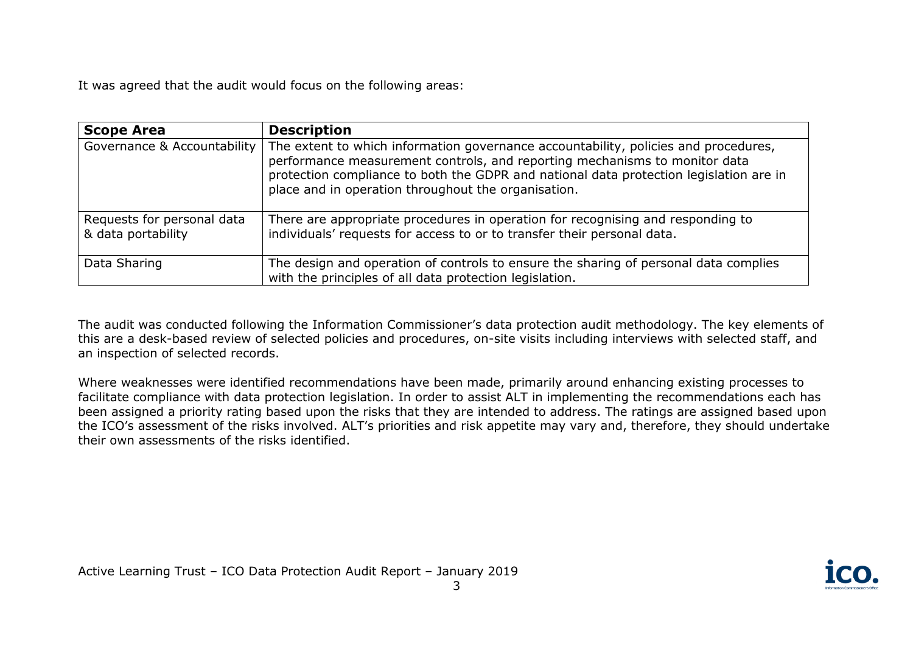It was agreed that the audit would focus on the following areas:

| **Scope Area** | **Description** |
|---|---|
| Governance & Accountability | The extent to which information governance accountability, policies and procedures, performance measurement controls, and reporting mechanisms to monitor data protection compliance to both the GDPR and national data protection legislation are in place and in operation throughout the organisation. |
| Requests for personal data & data portability | There are appropriate procedures in operation for recognising and responding to individuals' requests for access to or to transfer their personal data. |
| Data Sharing | The design and operation of controls to ensure the sharing of personal data complies with the principles of all data protection legislation. |

The audit was conducted following the Information Commissioner's data protection audit methodology. The key elements of this are a desk-based review of selected policies and procedures, on-site visits including interviews with selected staff, and an inspection of selected records.

Where weaknesses were identified recommendations have been made, primarily around enhancing existing processes to facilitate compliance with data protection legislation. In order to assist ALT in implementing the recommendations each has been assigned a priority rating based upon the risks that they are intended to address. The ratings are assigned based upon the ICO's assessment of the risks involved. ALT's priorities and risk appetite may vary and, therefore, they should undertake their own assessments of the risks identified.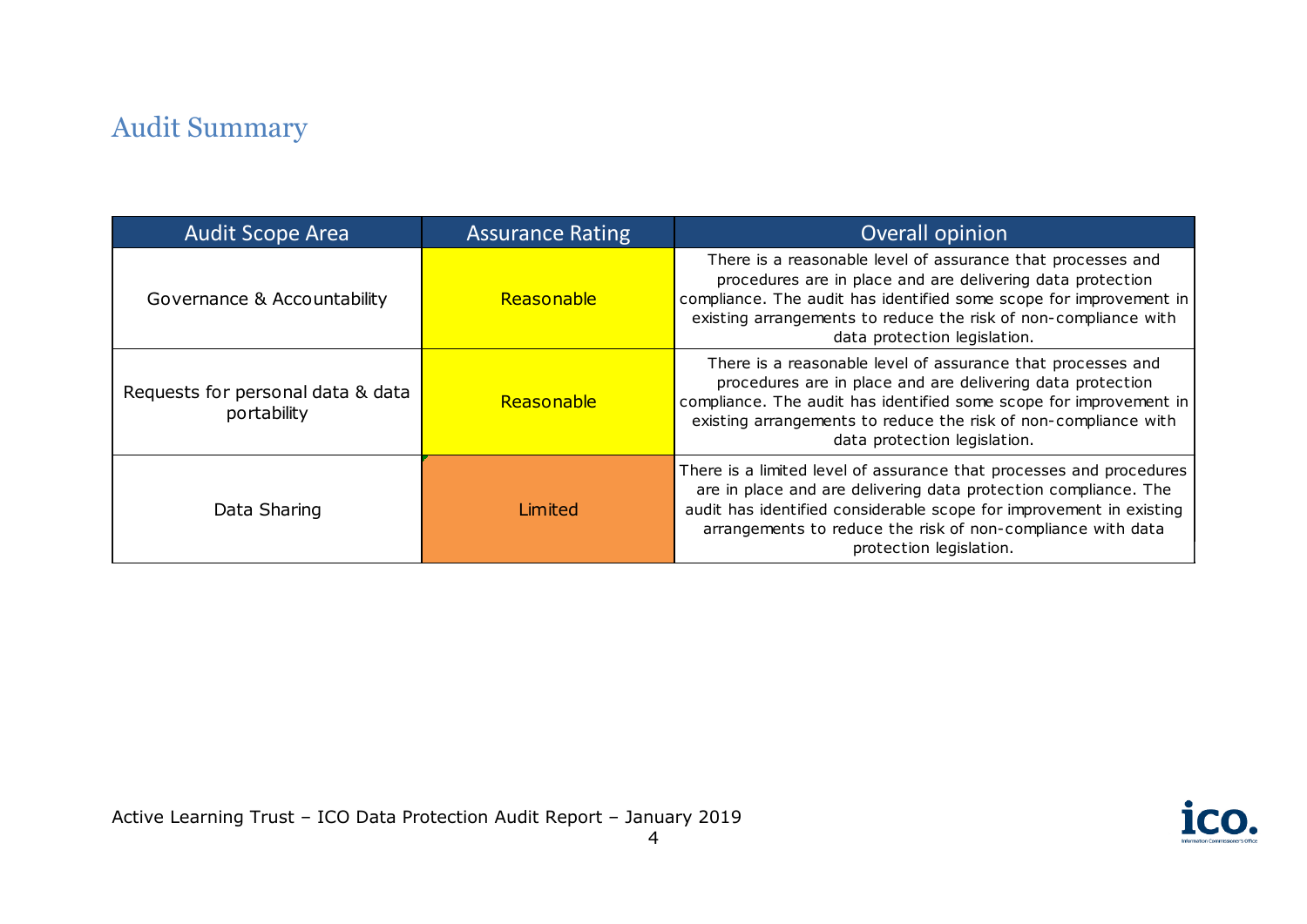## Audit Summary

| Audit Scope Area | Assurance Rating | Overall opinion |
| --- | --- | --- |
| Governance & Accountability | Reasonable | There is a reasonable level of assurance that processes and procedures are in place and are delivering data protection compliance. The audit has identified some scope for improvement in existing arrangements to reduce the risk of non-compliance with data protection legislation. |
| Requests for personal data & data portability | Reasonable | There is a reasonable level of assurance that processes and procedures are in place and are delivering data protection compliance. The audit has identified some scope for improvement in existing arrangements to reduce the risk of non-compliance with data protection legislation. |
| Data Sharing | Limited | There is a limited level of assurance that processes and procedures are in place and are delivering data protection compliance. The audit has identified considerable scope for improvement in existing arrangements to reduce the risk of non-compliance with data protection legislation. |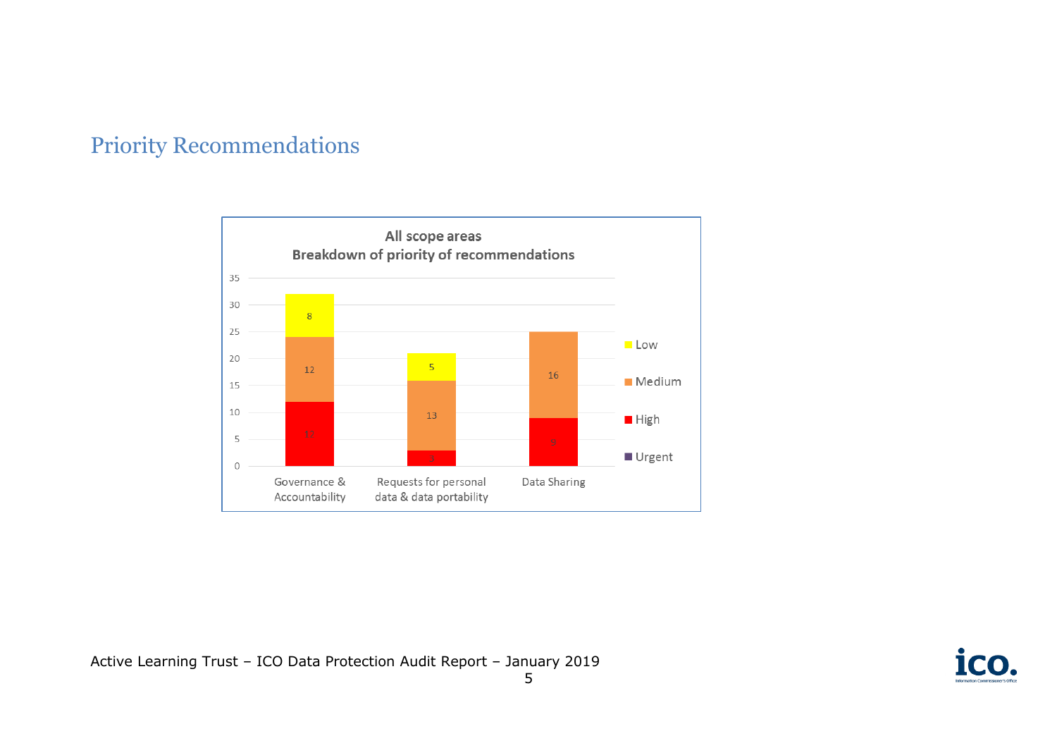## Priority Recommendations

**All scope areas**
**Breakdown of priority of recommendations**

| Scope area | Urgent | High | Medium | Low |
|---|---|---|---|---|
| Governance & Accountability | | 12 | 12 | 8 |
| Requests for personal data & data portability | | 3 | 13 | 5 |
| Data Sharing | | 9 | 16 | |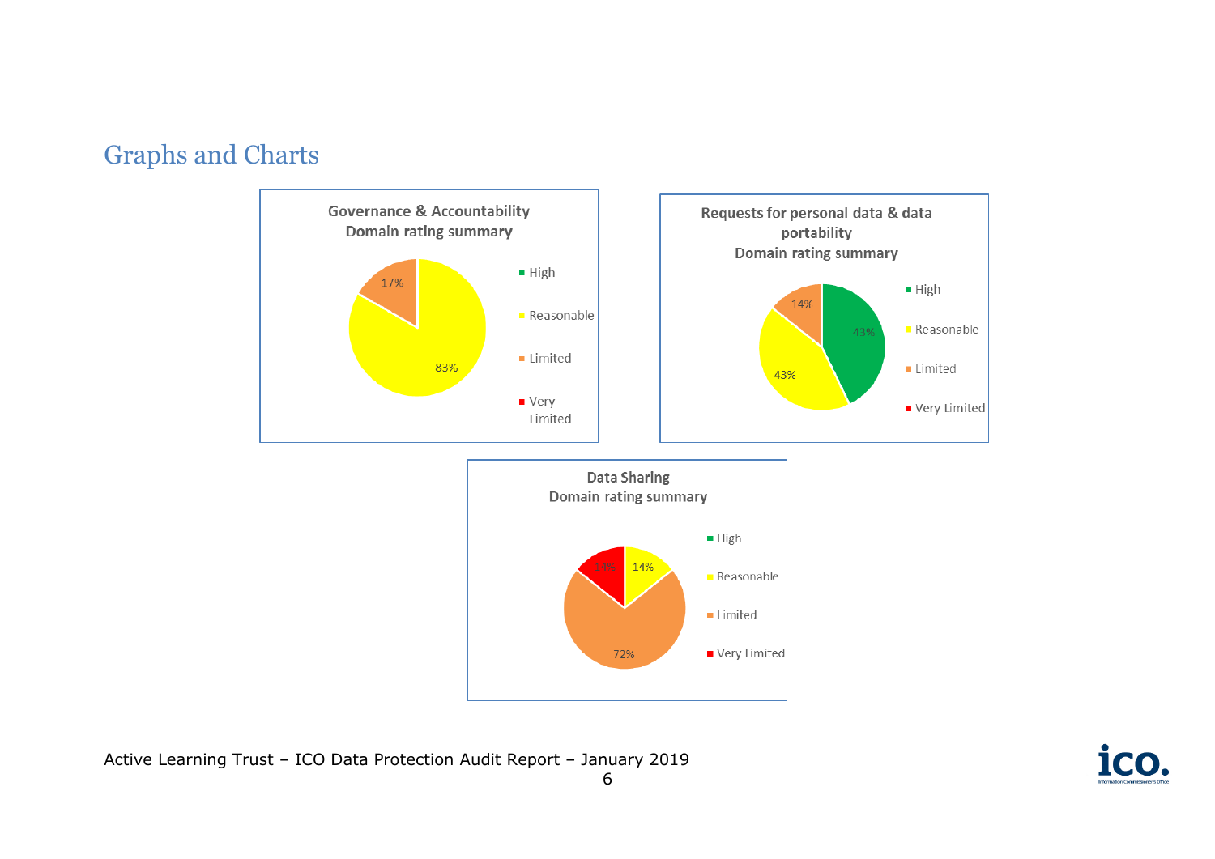## Graphs and Charts

**Governance & Accountability Domain rating summary**

| Rating | Percentage |
|---|---|
| High | |
| Reasonable | 83% |
| Limited | 17% |
| Very Limited | |

**Requests for personal data & data portability Domain rating summary**

| Rating | Percentage |
|---|---|
| High | 43% |
| Reasonable | 43% |
| Limited | 14% |
| Very Limited | |

**Data Sharing Domain rating summary**

| Rating | Percentage |
|---|---|
| High | |
| Reasonable | 14% |
| Limited | 72% |
| Very Limited | 14% |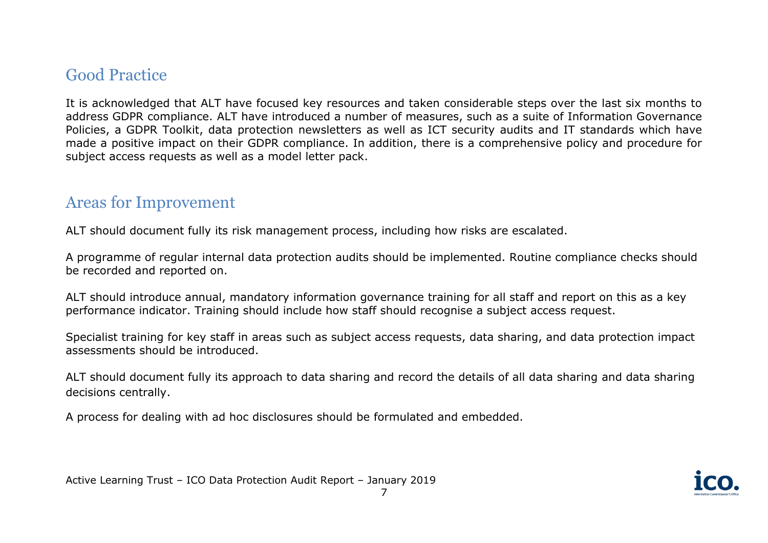## Good Practice

It is acknowledged that ALT have focused key resources and taken considerable steps over the last six months to address GDPR compliance. ALT have introduced a number of measures, such as a suite of Information Governance Policies, a GDPR Toolkit, data protection newsletters as well as ICT security audits and IT standards which have made a positive impact on their GDPR compliance. In addition, there is a comprehensive policy and procedure for subject access requests as well as a model letter pack.

## Areas for Improvement

ALT should document fully its risk management process, including how risks are escalated.

A programme of regular internal data protection audits should be implemented. Routine compliance checks should be recorded and reported on.

ALT should introduce annual, mandatory information governance training for all staff and report on this as a key performance indicator. Training should include how staff should recognise a subject access request.

Specialist training for key staff in areas such as subject access requests, data sharing, and data protection impact assessments should be introduced.

ALT should document fully its approach to data sharing and record the details of all data sharing and data sharing decisions centrally.

A process for dealing with ad hoc disclosures should be formulated and embedded.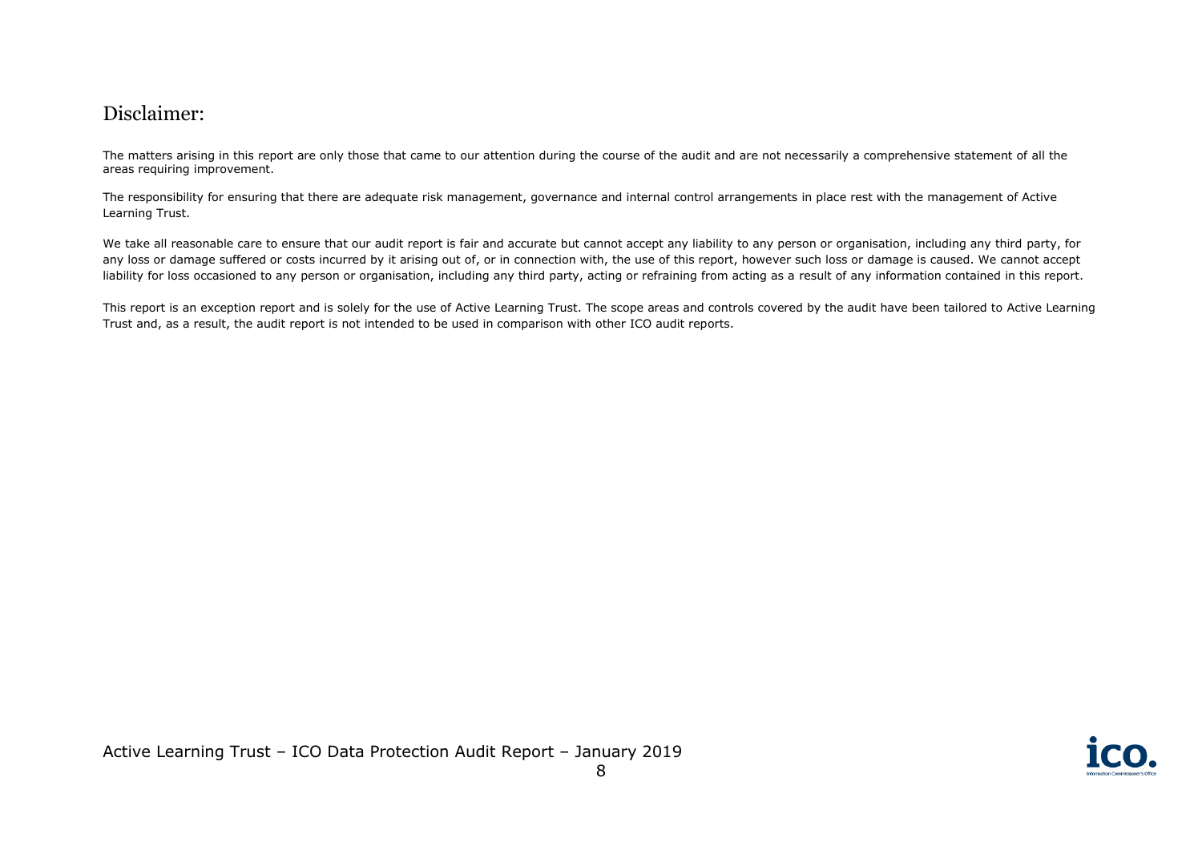## Disclaimer:

The matters arising in this report are only those that came to our attention during the course of the audit and are not necessarily a comprehensive statement of all the areas requiring improvement.

The responsibility for ensuring that there are adequate risk management, governance and internal control arrangements in place rest with the management of Active Learning Trust.

We take all reasonable care to ensure that our audit report is fair and accurate but cannot accept any liability to any person or organisation, including any third party, for any loss or damage suffered or costs incurred by it arising out of, or in connection with, the use of this report, however such loss or damage is caused. We cannot accept liability for loss occasioned to any person or organisation, including any third party, acting or refraining from acting as a result of any information contained in this report.

This report is an exception report and is solely for the use of Active Learning Trust. The scope areas and controls covered by the audit have been tailored to Active Learning Trust and, as a result, the audit report is not intended to be used in comparison with other ICO audit reports.